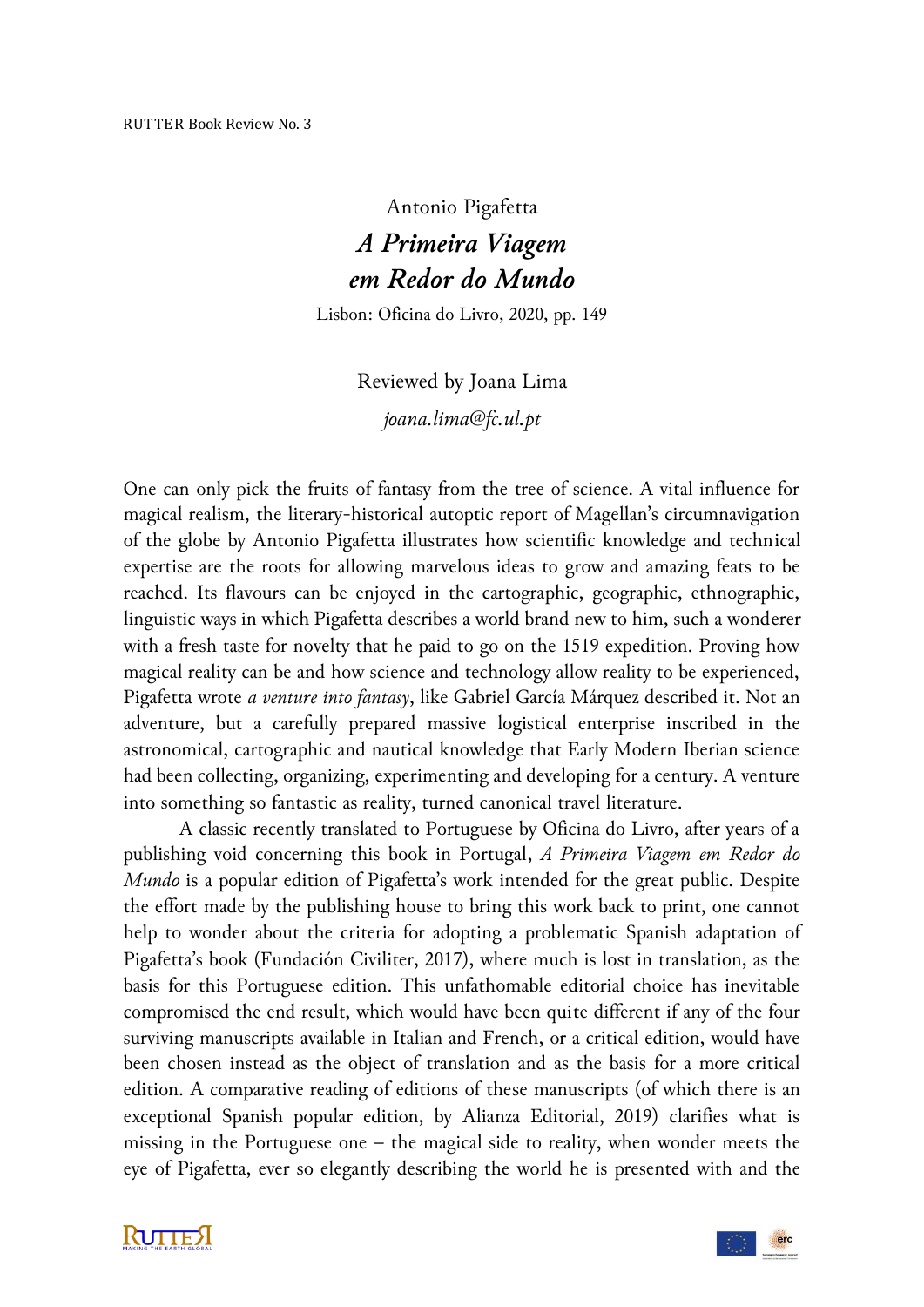RUTTER Book Review No. 3

Antonio Pigafetta

# *A Primeira Viagem em Redor do Mundo*

Lisbon: Oficina do Livro, 2020, pp. 149

Reviewed by Joana Lima

*joana.lima@fc.ul.pt*

One can only pick the fruits of fantasy from the tree of science. A vital influence for magical realism, the literary-historical autoptic report of Magellan's circumnavigation of the globe by Antonio Pigafetta illustrates how scientific knowledge and technical expertise are the roots for allowing marvelous ideas to grow and amazing feats to be reached. Its flavours can be enjoyed in the cartographic, geographic, ethnographic, linguistic ways in which Pigafetta describes a world brand new to him, such a wonderer with a fresh taste for novelty that he paid to go on the 1519 expedition. Proving how magical reality can be and how science and technology allow reality to be experienced, Pigafetta wrote *a venture into fantasy*, like Gabriel García Márquez described it. Not an adventure, but a carefully prepared massive logistical enterprise inscribed in the astronomical, cartographic and nautical knowledge that Early Modern Iberian science had been collecting, organizing, experimenting and developing for a century. A venture into something so fantastic as reality, turned canonical travel literature.

A classic recently translated to Portuguese by Oficina do Livro, after years of a publishing void concerning this book in Portugal, *A Primeira Viagem em Redor do Mundo* is a popular edition of Pigafetta's work intended for the great public. Despite the effort made by the publishing house to bring this work back to print, one cannot help to wonder about the criteria for adopting a problematic Spanish adaptation of Pigafetta's book (Fundación Civiliter, 2017), where much is lost in translation, as the basis for this Portuguese edition. This unfathomable editorial choice has inevitable compromised the end result, which would have been quite different if any of the four surviving manuscripts available in Italian and French, or a critical edition, would have been chosen instead as the object of translation and as the basis for a more critical edition. A comparative reading of editions of these manuscripts (of which there is an exceptional Spanish popular edition, by Alianza Editorial, 2019) clarifies what is missing in the Portuguese one – the magical side to reality, when wonder meets the eye of Pigafetta, ever so elegantly describing the world he is presented with and the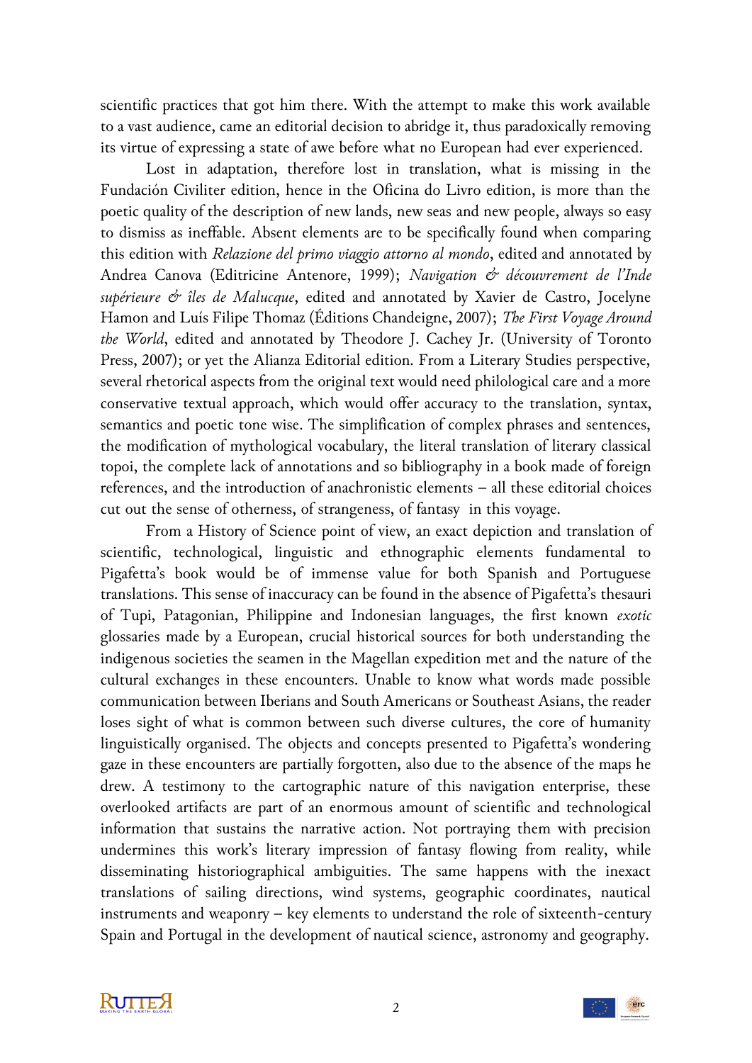scientific practices that got him there. With the attempt to make this work available to a vast audience, came an editorial decision to abridge it, thus paradoxically removing its virtue of expressing a state of awe before what no European had ever experienced.

Lost in adaptation, therefore lost in translation, what is missing in the Fundación Civiliter edition, hence in the Oficina do Livro edition, is more than the poetic quality of the description of new lands, new seas and new people, always so easy to dismiss as ineffable. Absent elements are to be specifically found when comparing this edition with *Relazione del primo viaggio attorno al mondo*, edited and annotated by Andrea Canova (Editricine Antenore, 1999); *Navigation & découvrement de l'Inde supérieure & îles de Malucque*, edited and annotated by Xavier de Castro, Jocelyne Hamon and Luís Filipe Thomaz (Éditions Chandeigne, 2007); *The First Voyage Around the World*, edited and annotated by Theodore J. Cachey Jr. (University of Toronto Press, 2007); or yet the Alianza Editorial edition. From a Literary Studies perspective, several rhetorical aspects from the original text would need philological care and a more conservative textual approach, which would offer accuracy to the translation, syntax, semantics and poetic tone wise. The simplification of complex phrases and sentences, the modification of mythological vocabulary, the literal translation of literary classical topoi, the complete lack of annotations and so bibliography in a book made of foreign references, and the introduction of anachronistic elements – all these editorial choices cut out the sense of otherness, of strangeness, of fantasy in this voyage.

From a History of Science point of view, an exact depiction and translation of scientific, technological, linguistic and ethnographic elements fundamental to Pigafetta's book would be of immense value for both Spanish and Portuguese translations. This sense of inaccuracy can be found in the absence of Pigafetta's thesauri of Tupi, Patagonian, Philippine and Indonesian languages, the first known *exotic* glossaries made by a European, crucial historical sources for both understanding the indigenous societies the seamen in the Magellan expedition met and the nature of the cultural exchanges in these encounters. Unable to know what words made possible communication between Iberians and South Americans or Southeast Asians, the reader loses sight of what is common between such diverse cultures, the core of humanity linguistically organised. The objects and concepts presented to Pigafetta's wondering gaze in these encounters are partially forgotten, also due to the absence of the maps he drew. A testimony to the cartographic nature of this navigation enterprise, these overlooked artifacts are part of an enormous amount of scientific and technological information that sustains the narrative action. Not portraying them with precision undermines this work's literary impression of fantasy flowing from reality, while disseminating historiographical ambiguities. The same happens with the inexact translations of sailing directions, wind systems, geographic coordinates, nautical instruments and weaponry – key elements to understand the role of sixteenth-century Spain and Portugal in the development of nautical science, astronomy and geography.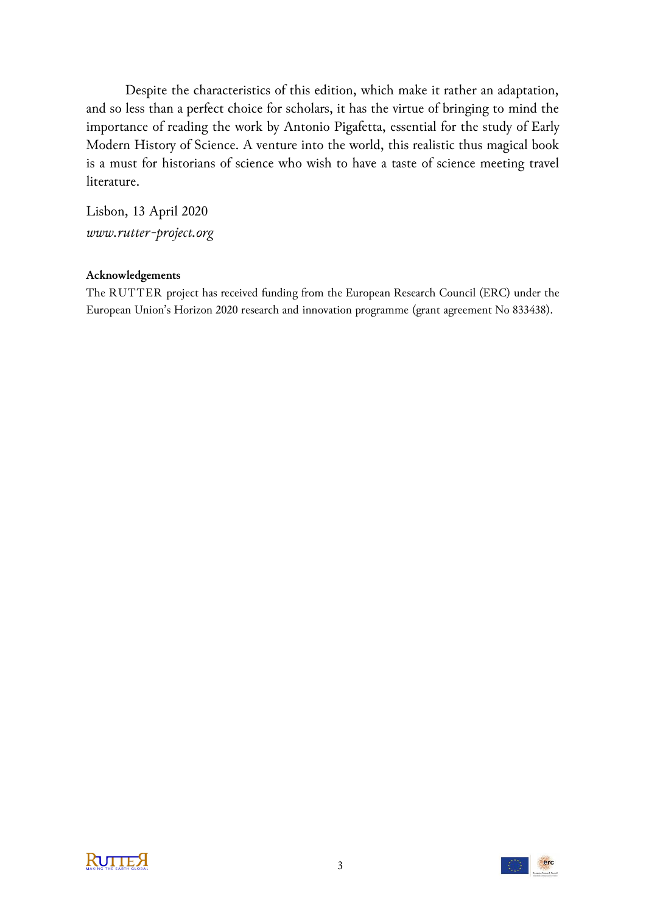Despite the characteristics of this edition, which make it rather an adaptation, and so less than a perfect choice for scholars, it has the virtue of bringing to mind the importance of reading the work by Antonio Pigafetta, essential for the study of Early Modern History of Science. A venture into the world, this realistic thus magical book is a must for historians of science who wish to have a taste of science meeting travel literature.

Lisbon, 13 April 2020
*www.rutter-project.org*

**Acknowledgements**
The RUTTER project has received funding from the European Research Council (ERC) under the European Union's Horizon 2020 research and innovation programme (grant agreement No 833438).